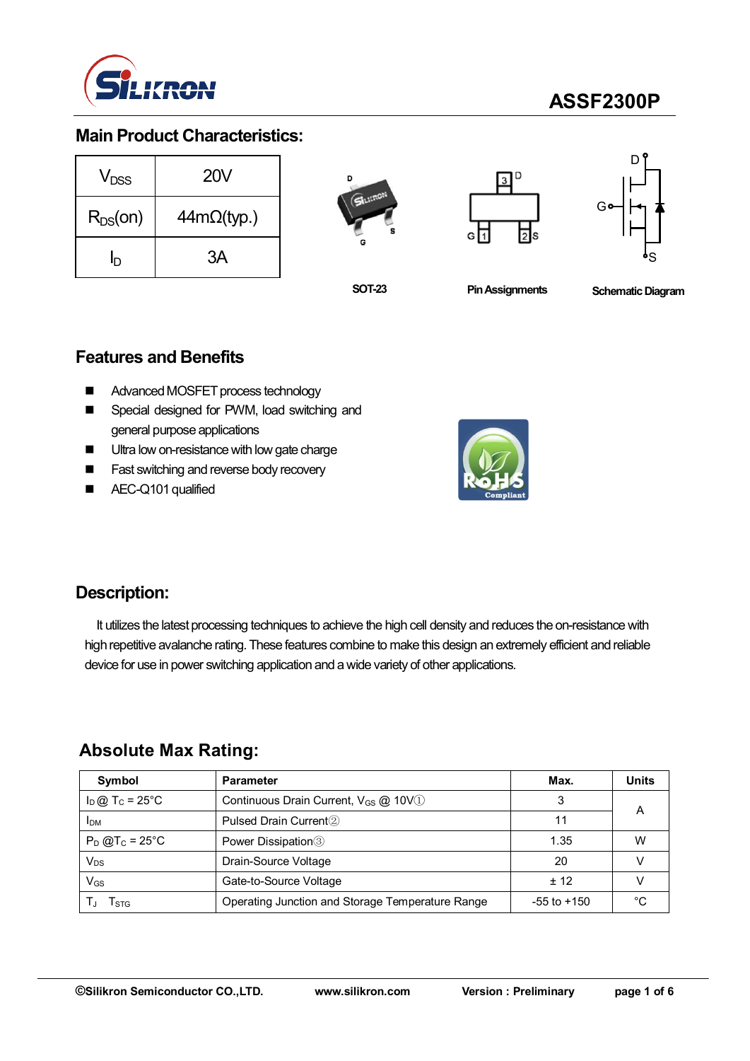# ASSF2300P

## Main Product Characteristics:

| | |
|---|---|
| $V_{DSS}$ | 20V |
| $R_{DS}(on)$ | 44mΩ(typ.) |
| $I_D$ | 3A |

SOT-23 | Pin Assignments | Schematic Diagram

## Features and Benefits

- Advanced MOSFET process technology
- Special designed for PWM, load switching and general purpose applications
- Ultra low on-resistance with low gate charge
- Fast switching and reverse body recovery
- AEC-Q101 qualified

## Description:

It utilizes the latest processing techniques to achieve the high cell density and reduces the on-resistance with high repetitive avalanche rating. These features combine to make this design an extremely efficient and reliable device for use in power switching application and a wide variety of other applications.

## Absolute Max Rating:

| Symbol | Parameter | Max. | Units |
|---|---|---|---|
| $I_D$ @ $T_C$ = 25°C | Continuous Drain Current, $V_{GS}$ @ 10V① | 3 | A |
| $I_{DM}$ | Pulsed Drain Current② | 11 | A |
| $P_D$ @$T_C$ = 25°C | Power Dissipation③ | 1.35 | W |
| $V_{DS}$ | Drain-Source Voltage | 20 | V |
| $V_{GS}$ | Gate-to-Source Voltage | ± 12 | V |
| $T_J$ $T_{STG}$ | Operating Junction and Storage Temperature Range | -55 to +150 | °C |

©Silikron Semiconductor CO.,LTD. www.silikron.com Version : Preliminary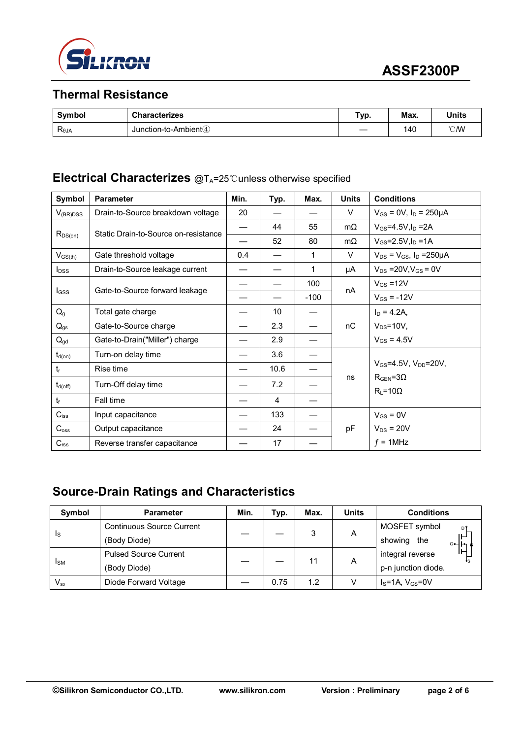## Thermal Resistance

| Symbol | Characterizes | Typ. | Max. | Units |
|---|---|---|---|---|
| $R_{\theta JA}$ | Junction-to-Ambient④ | — | 140 | ℃/W |

## Electrical Characterizes @$T_A$=25℃unless otherwise specified

| Symbol | Parameter | Min. | Typ. | Max. | Units | Conditions |
|---|---|---|---|---|---|---|
| $V_{(BR)DSS}$ | Drain-to-Source breakdown voltage | 20 | — | — | V | $V_{GS}$ = 0V, $I_D$ = 250μA |
| $R_{DS(on)}$ | Static Drain-to-Source on-resistance | — | 44 | 55 | mΩ | $V_{GS}$=4.5V,$I_D$ =2A |
| | | — | 52 | 80 | mΩ | $V_{GS}$=2.5V,$I_D$ =1A |
| $V_{GS(th)}$ | Gate threshold voltage | 0.4 | — | 1 | V | $V_{DS}$ = $V_{GS}$, $I_D$ =250μA |
| $I_{DSS}$ | Drain-to-Source leakage current | — | — | 1 | μA | $V_{DS}$ =20V,$V_{GS}$ = 0V |
| $I_{GSS}$ | Gate-to-Source forward leakage | — | — | 100 | nA | $V_{GS}$ =12V |
| | | — | — | -100 | | $V_{GS}$ = -12V |
| $Q_g$ | Total gate charge | — | 10 | — | nC | $I_D$ = 4.2A, |
| $Q_{gs}$ | Gate-to-Source charge | — | 2.3 | — | | $V_{DS}$=10V, |
| $Q_{gd}$ | Gate-to-Drain("Miller") charge | — | 2.9 | — | | $V_{GS}$ = 4.5V |
| $t_{d(on)}$ | Turn-on delay time | — | 3.6 | — | ns | $V_{GS}$=4.5V, $V_{DD}$=20V, |
| $t_r$ | Rise time | — | 10.6 | — | | $R_{GEN}$=3Ω |
| $t_{d(off)}$ | Turn-Off delay time | — | 7.2 | — | | $R_L$=10Ω |
| $t_f$ | Fall time | — | 4 | — | | |
| $C_{iss}$ | Input capacitance | — | 133 | — | pF | $V_{GS}$ = 0V |
| $C_{oss}$ | Output capacitance | — | 24 | — | | $V_{DS}$ = 20V |
| $C_{rss}$ | Reverse transfer capacitance | — | 17 | — | | $f$ = 1MHz |

## Source-Drain Ratings and Characteristics

| Symbol | Parameter | Min. | Typ. | Max. | Units | Conditions |
|---|---|---|---|---|---|---|
| $I_S$ | Continuous Source Current (Body Diode) | — | — | 3 | A | MOSFET symbol showing the integral reverse p-n junction diode. |
| $I_{SM}$ | Pulsed Source Current (Body Diode) | — | — | 11 | A | |
| $V_{SD}$ | Diode Forward Voltage | — | 0.75 | 1.2 | V | $I_S$=1A, $V_{GS}$=0V |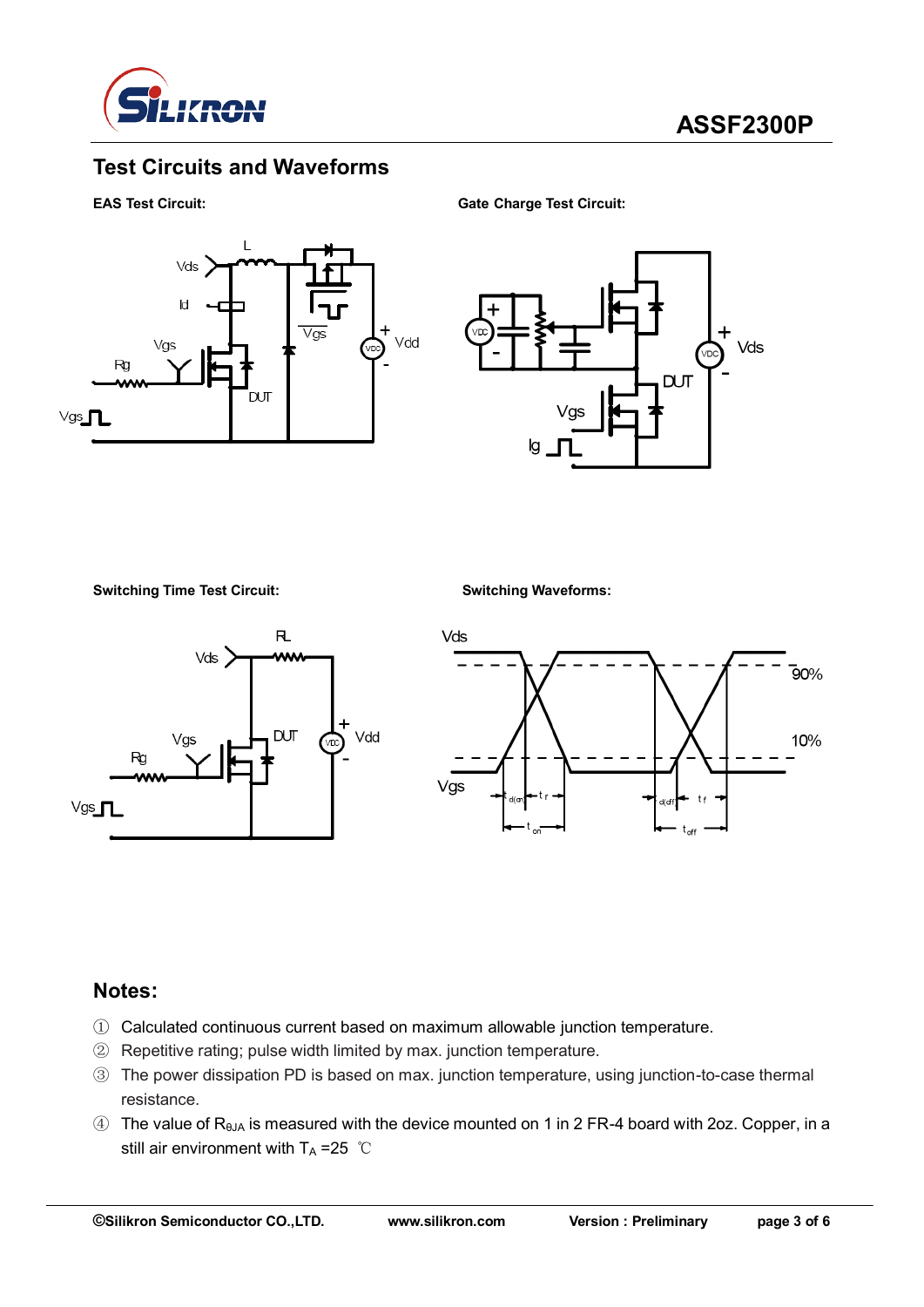## Test Circuits and Waveforms

**EAS Test Circuit:**

**Gate Charge Test Circuit:**

**Switching Time Test Circuit:**

**Switching Waveforms:**

## Notes:

① Calculated continuous current based on maximum allowable junction temperature.

② Repetitive rating; pulse width limited by max. junction temperature.

③ The power dissipation PD is based on max. junction temperature, using junction-to-case thermal resistance.

④ The value of $R_{\theta JA}$ is measured with the device mounted on 1 in 2 FR-4 board with 2oz. Copper, in a still air environment with $T_A$ =25 ℃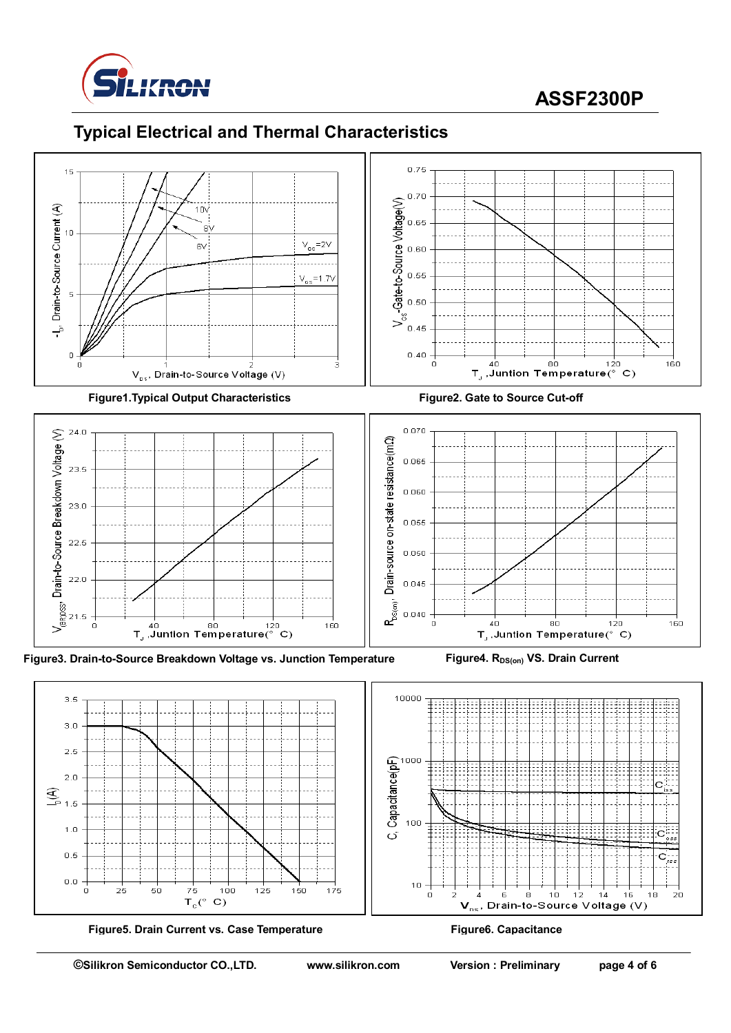## Typical Electrical and Thermal Characteristics

Figure1.Typical Output Characteristics

Figure2. Gate to Source Cut-off

Figure3. Drain-to-Source Breakdown Voltage vs. Junction Temperature

Figure4. $R_{DS(on)}$ VS. Drain Current

Figure5. Drain Current vs. Case Temperature

Figure6. Capacitance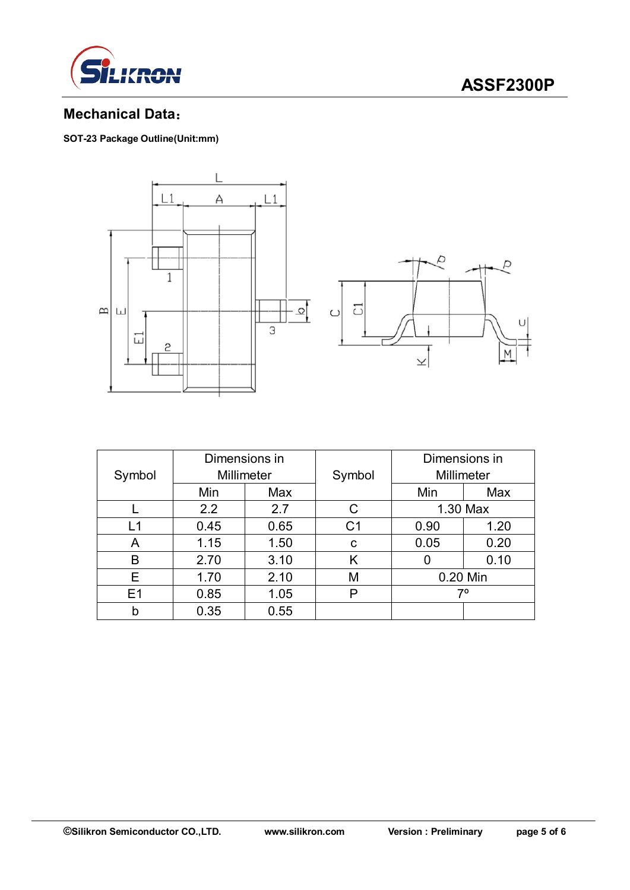## Mechanical Data：

**SOT-23 Package Outline(Unit:mm)**

| Symbol | Dimensions in Millimeter | | Symbol | Dimensions in Millimeter | |
|---|---|---|---|---|---|
| | Min | Max | | Min | Max |
| L | 2.2 | 2.7 | C | 1.30 Max | |
| L1 | 0.45 | 0.65 | C1 | 0.90 | 1.20 |
| A | 1.15 | 1.50 | c | 0.05 | 0.20 |
| B | 2.70 | 3.10 | K | 0 | 0.10 |
| E | 1.70 | 2.10 | M | 0.20 Min | |
| E1 | 0.85 | 1.05 | P | 7º | |
| b | 0.35 | 0.55 | | | |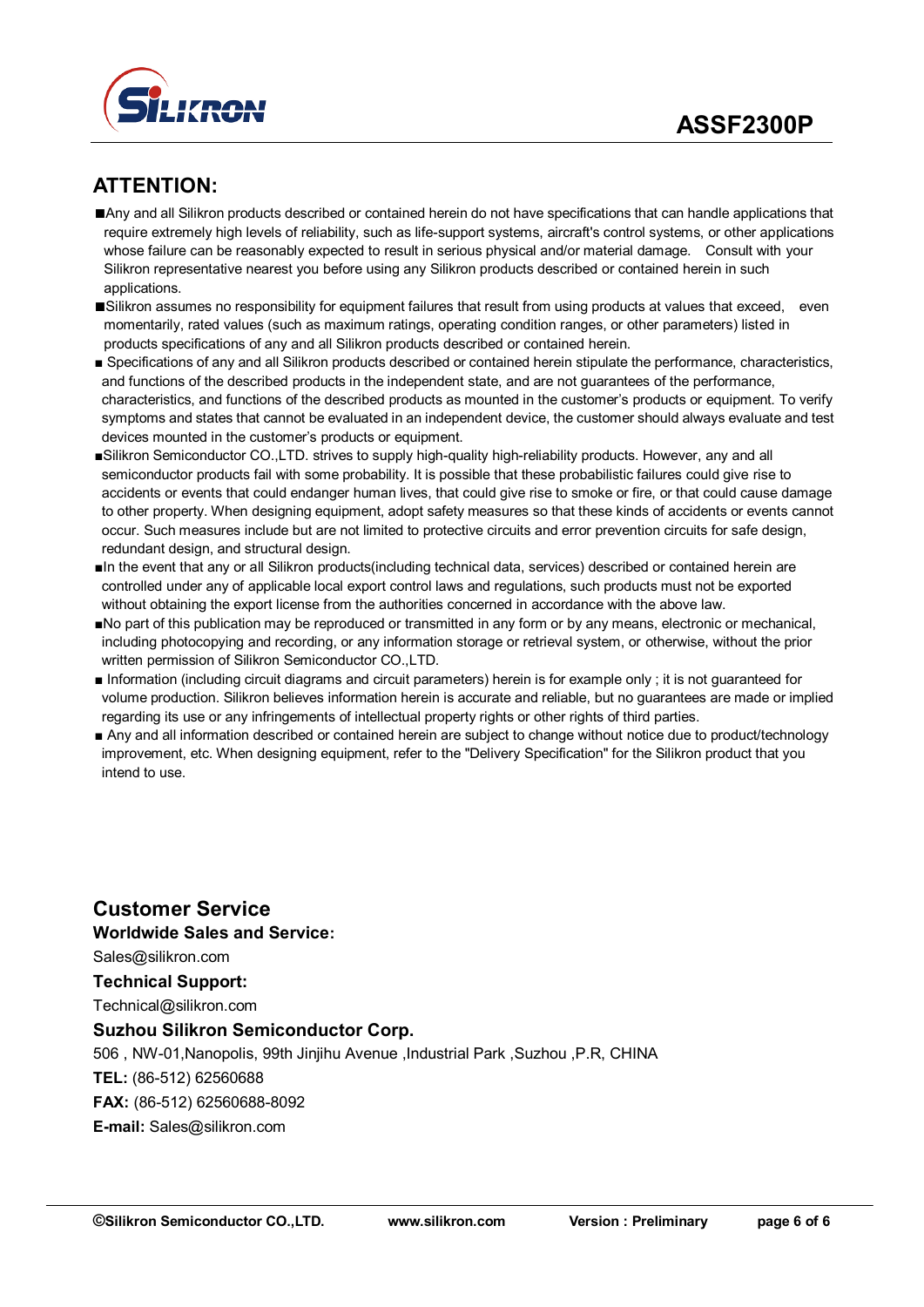## ATTENTION:

- ■Any and all Silikron products described or contained herein do not have specifications that can handle applications that require extremely high levels of reliability, such as life-support systems, aircraft's control systems, or other applications whose failure can be reasonably expected to result in serious physical and/or material damage. Consult with your Silikron representative nearest you before using any Silikron products described or contained herein in such applications.
- ■Silikron assumes no responsibility for equipment failures that result from using products at values that exceed, even momentarily, rated values (such as maximum ratings, operating condition ranges, or other parameters) listed in products specifications of any and all Silikron products described or contained herein.
- ■ Specifications of any and all Silikron products described or contained herein stipulate the performance, characteristics, and functions of the described products in the independent state, and are not guarantees of the performance, characteristics, and functions of the described products as mounted in the customer's products or equipment. To verify symptoms and states that cannot be evaluated in an independent device, the customer should always evaluate and test devices mounted in the customer's products or equipment.
- ■Silikron Semiconductor CO.,LTD. strives to supply high-quality high-reliability products. However, any and all semiconductor products fail with some probability. It is possible that these probabilistic failures could give rise to accidents or events that could endanger human lives, that could give rise to smoke or fire, or that could cause damage to other property. When designing equipment, adopt safety measures so that these kinds of accidents or events cannot occur. Such measures include but are not limited to protective circuits and error prevention circuits for safe design, redundant design, and structural design.
- ■In the event that any or all Silikron products(including technical data, services) described or contained herein are controlled under any of applicable local export control laws and regulations, such products must not be exported without obtaining the export license from the authorities concerned in accordance with the above law.
- ■No part of this publication may be reproduced or transmitted in any form or by any means, electronic or mechanical, including photocopying and recording, or any information storage or retrieval system, or otherwise, without the prior written permission of Silikron Semiconductor CO.,LTD.
- ■ Information (including circuit diagrams and circuit parameters) herein is for example only ; it is not guaranteed for volume production. Silikron believes information herein is accurate and reliable, but no guarantees are made or implied regarding its use or any infringements of intellectual property rights or other rights of third parties.
- ■ Any and all information described or contained herein are subject to change without notice due to product/technology improvement, etc. When designing equipment, refer to the "Delivery Specification" for the Silikron product that you intend to use.

## Customer Service

### Worldwide Sales and Service:

Sales@silikron.com

### Technical Support:

Technical@silikron.com

### Suzhou Silikron Semiconductor Corp.

506 , NW-01,Nanopolis, 99th Jinjihu Avenue ,Industrial Park ,Suzhou ,P.R, CHINA

**TEL:** (86-512) 62560688

**FAX:** (86-512) 62560688-8092

**E-mail:** Sales@silikron.com